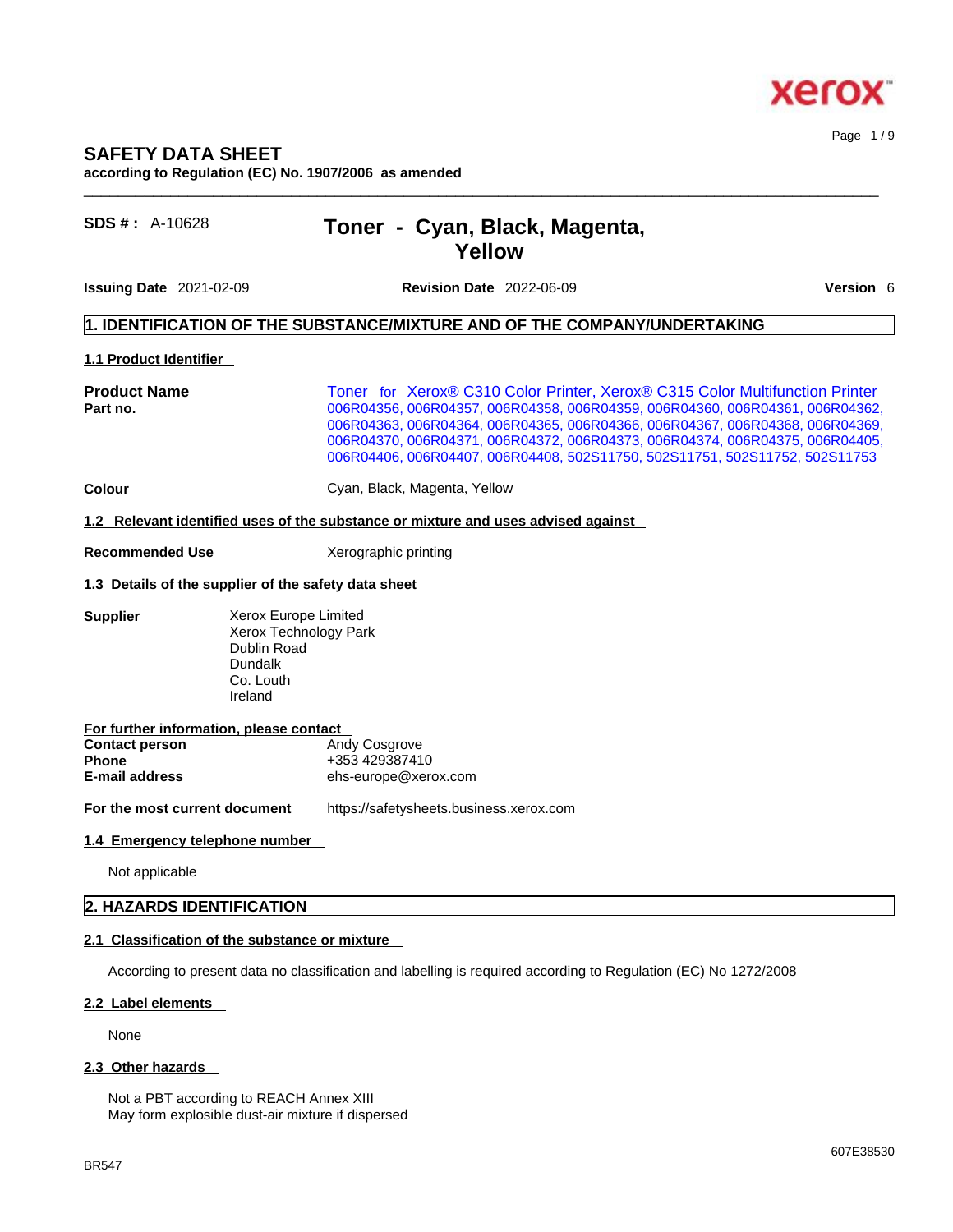# SAFETY DATA SHEET

**according to Regulation (EC) No. 1907/2006 as amended**

**SDS # :** A-10628

## Toner - Cyan, Black, Magenta, Yellow

**Issuing Date** 2021-02-09 **Revision Date** 2022-06-09 **Version** 6

## 1. IDENTIFICATION OF THE SUBSTANCE/MIXTURE AND OF THE COMPANY/UNDERTAKING

### 1.1 Product Identifier

**Product Name** Toner for Xerox® C310 Color Printer, Xerox® C315 Color Multifunction Printer

**Part no.** 006R04356, 006R04357, 006R04358, 006R04359, 006R04360, 006R04361, 006R04362, 006R04363, 006R04364, 006R04365, 006R04366, 006R04367, 006R04368, 006R04369, 006R04370, 006R04371, 006R04372, 006R04373, 006R04374, 006R04375, 006R04405, 006R04406, 006R04407, 006R04408, 502S11750, 502S11751, 502S11752, 502S11753

**Colour** Cyan, Black, Magenta, Yellow

### 1.2 Relevant identified uses of the substance or mixture and uses advised against

**Recommended Use** Xerographic printing

### 1.3 Details of the supplier of the safety data sheet

**Supplier**
Xerox Europe Limited
Xerox Technology Park
Dublin Road
Dundalk
Co. Louth
Ireland

**For further information, please contact**

**Contact person** Andy Cosgrove
**Phone** +353 429387410
**E-mail address** ehs-europe@xerox.com

**For the most current document** https://safetysheets.business.xerox.com

### 1.4 Emergency telephone number

Not applicable

## 2. HAZARDS IDENTIFICATION

### 2.1 Classification of the substance or mixture

According to present data no classification and labelling is required according to Regulation (EC) No 1272/2008

### 2.2 Label elements

None

### 2.3 Other hazards

Not a PBT according to REACH Annex XIII
May form explosible dust-air mixture if dispersed

BR547

607E38530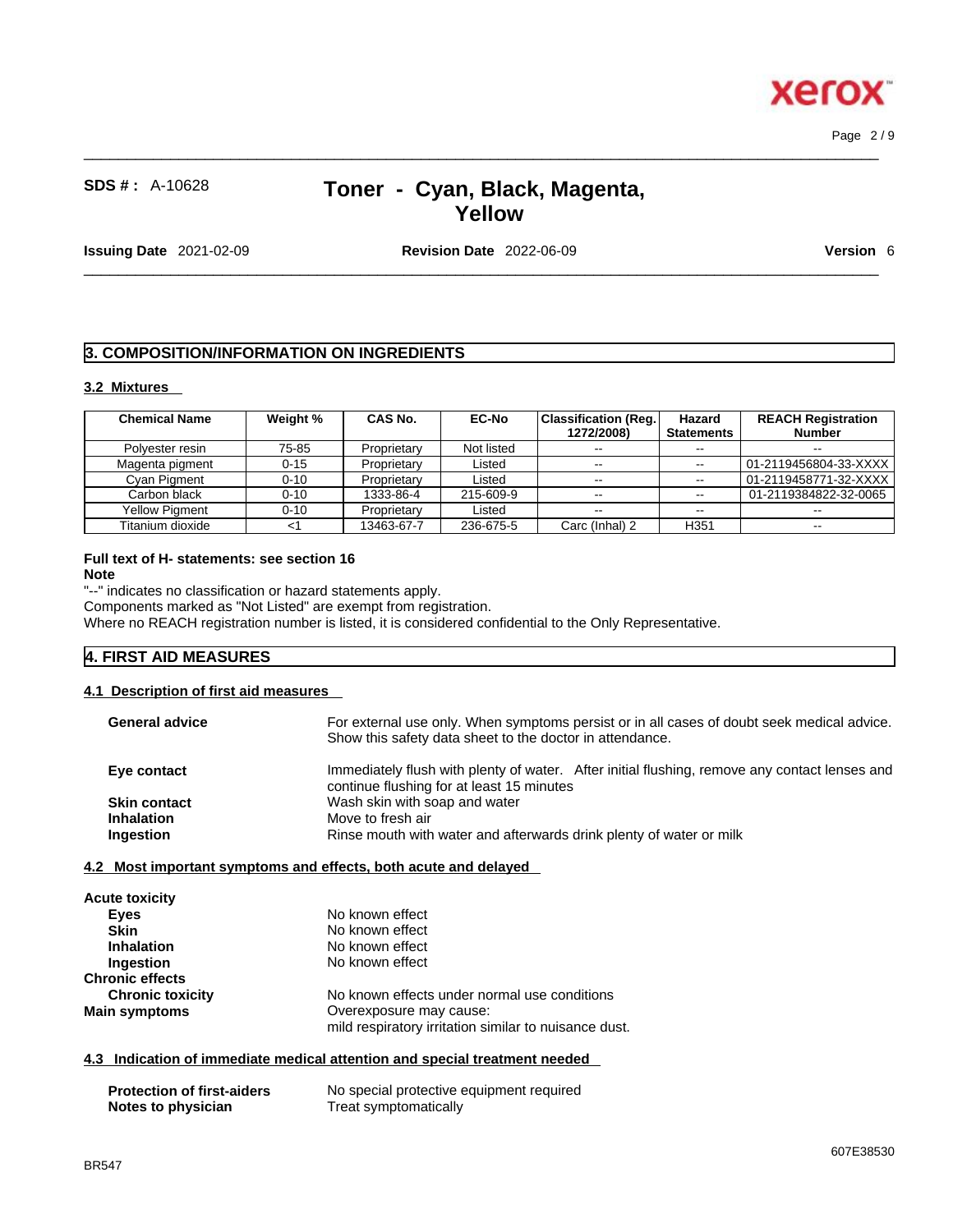## 3. COMPOSITION/INFORMATION ON INGREDIENTS

### 3.2 Mixtures

| Chemical Name | Weight % | CAS No. | EC-No | Classification (Reg. 1272/2008) | Hazard Statements | REACH Registration Number |
|---|---|---|---|---|---|---|
| Polyester resin | 75-85 | Proprietary | Not listed | -- | -- | -- |
| Magenta pigment | 0-15 | Proprietary | Listed | -- | -- | 01-2119456804-33-XXXX |
| Cyan Pigment | 0-10 | Proprietary | Listed | -- | -- | 01-2119458771-32-XXXX |
| Carbon black | 0-10 | 1333-86-4 | 215-609-9 | -- | -- | 01-2119384822-32-0065 |
| Yellow Pigment | 0-10 | Proprietary | Listed | -- | -- | -- |
| Titanium dioxide | <1 | 13463-67-7 | 236-675-5 | Carc (Inhal) 2 | H351 | -- |

**Full text of H- statements: see section 16**

**Note**

"--" indicates no classification or hazard statements apply.
Components marked as "Not Listed" are exempt from registration.
Where no REACH registration number is listed, it is considered confidential to the Only Representative.

## 4. FIRST AID MEASURES

### 4.1 Description of first aid measures

**General advice** For external use only. When symptoms persist or in all cases of doubt seek medical advice. Show this safety data sheet to the doctor in attendance.

**Eye contact** Immediately flush with plenty of water. After initial flushing, remove any contact lenses and continue flushing for at least 15 minutes

**Skin contact** Wash skin with soap and water

**Inhalation** Move to fresh air

**Ingestion** Rinse mouth with water and afterwards drink plenty of water or milk

### 4.2 Most important symptoms and effects, both acute and delayed

**Acute toxicity**

**Eyes** No known effect
**Skin** No known effect
**Inhalation** No known effect
**Ingestion** No known effect

**Chronic effects**

**Chronic toxicity** No known effects under normal use conditions

**Main symptoms** Overexposure may cause:
mild respiratory irritation similar to nuisance dust.

### 4.3 Indication of immediate medical attention and special treatment needed

**Protection of first-aiders** No special protective equipment required
**Notes to physician** Treat symptomatically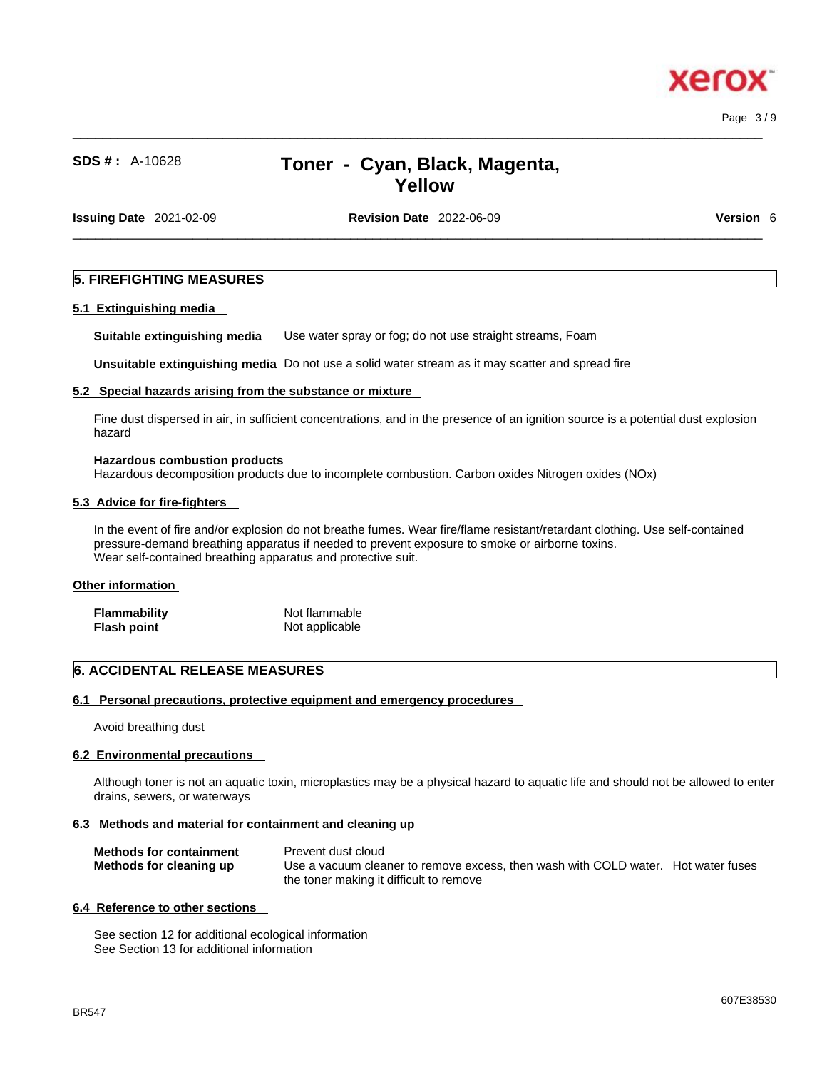## 5. FIREFIGHTING MEASURES

### 5.1 Extinguishing media

**Suitable extinguishing media** Use water spray or fog; do not use straight streams, Foam

**Unsuitable extinguishing media** Do not use a solid water stream as it may scatter and spread fire

### 5.2 Special hazards arising from the substance or mixture

Fine dust dispersed in air, in sufficient concentrations, and in the presence of an ignition source is a potential dust explosion hazard

**Hazardous combustion products**
Hazardous decomposition products due to incomplete combustion. Carbon oxides Nitrogen oxides (NOx)

### 5.3 Advice for fire-fighters

In the event of fire and/or explosion do not breathe fumes. Wear fire/flame resistant/retardant clothing. Use self-contained pressure-demand breathing apparatus if needed to prevent exposure to smoke or airborne toxins.
Wear self-contained breathing apparatus and protective suit.

### Other information

| | |
|---|---|
| **Flammability** | Not flammable |
| **Flash point** | Not applicable |

## 6. ACCIDENTAL RELEASE MEASURES

### 6.1 Personal precautions, protective equipment and emergency procedures

Avoid breathing dust

### 6.2 Environmental precautions

Although toner is not an aquatic toxin, microplastics may be a physical hazard to aquatic life and should not be allowed to enter drains, sewers, or waterways

### 6.3 Methods and material for containment and cleaning up

| | |
|---|---|
| **Methods for containment** | Prevent dust cloud |
| **Methods for cleaning up** | Use a vacuum cleaner to remove excess, then wash with COLD water. Hot water fuses the toner making it difficult to remove |

### 6.4 Reference to other sections

See section 12 for additional ecological information
See Section 13 for additional information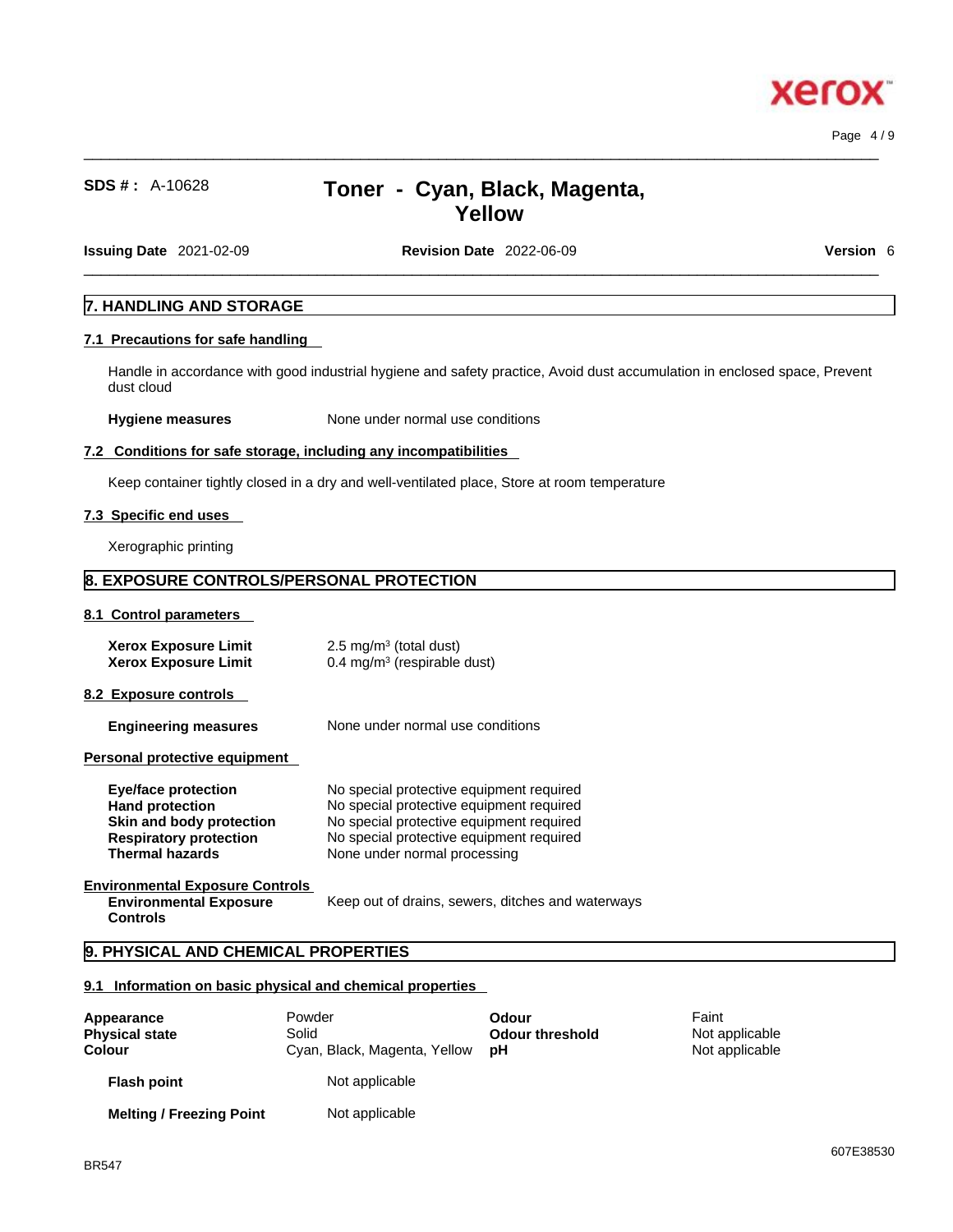## 7. HANDLING AND STORAGE

### 7.1 Precautions for safe handling

Handle in accordance with good industrial hygiene and safety practice, Avoid dust accumulation in enclosed space, Prevent dust cloud

**Hygiene measures** None under normal use conditions

### 7.2 Conditions for safe storage, including any incompatibilities

Keep container tightly closed in a dry and well-ventilated place, Store at room temperature

### 7.3 Specific end uses

Xerographic printing

## 8. EXPOSURE CONTROLS/PERSONAL PROTECTION

### 8.1 Control parameters

| | |
|---|---|
| **Xerox Exposure Limit** | 2.5 mg/m³ (total dust) |
| **Xerox Exposure Limit** | 0.4 mg/m³ (respirable dust) |

### 8.2 Exposure controls

**Engineering measures** None under normal use conditions

**Personal protective equipment**

| | |
|---|---|
| **Eye/face protection** | No special protective equipment required |
| **Hand protection** | No special protective equipment required |
| **Skin and body protection** | No special protective equipment required |
| **Respiratory protection** | No special protective equipment required |
| **Thermal hazards** | None under normal processing |

**Environmental Exposure Controls**

**Environmental Exposure Controls** Keep out of drains, sewers, ditches and waterways

## 9. PHYSICAL AND CHEMICAL PROPERTIES

### 9.1 Information on basic physical and chemical properties

| | | | |
|---|---|---|---|
| **Appearance** | Powder | **Odour** | Faint |
| **Physical state** | Solid | **Odour threshold** | Not applicable |
| **Colour** | Cyan, Black, Magenta, Yellow | **pH** | Not applicable |

**Flash point** Not applicable

**Melting / Freezing Point** Not applicable

607E38530

BR547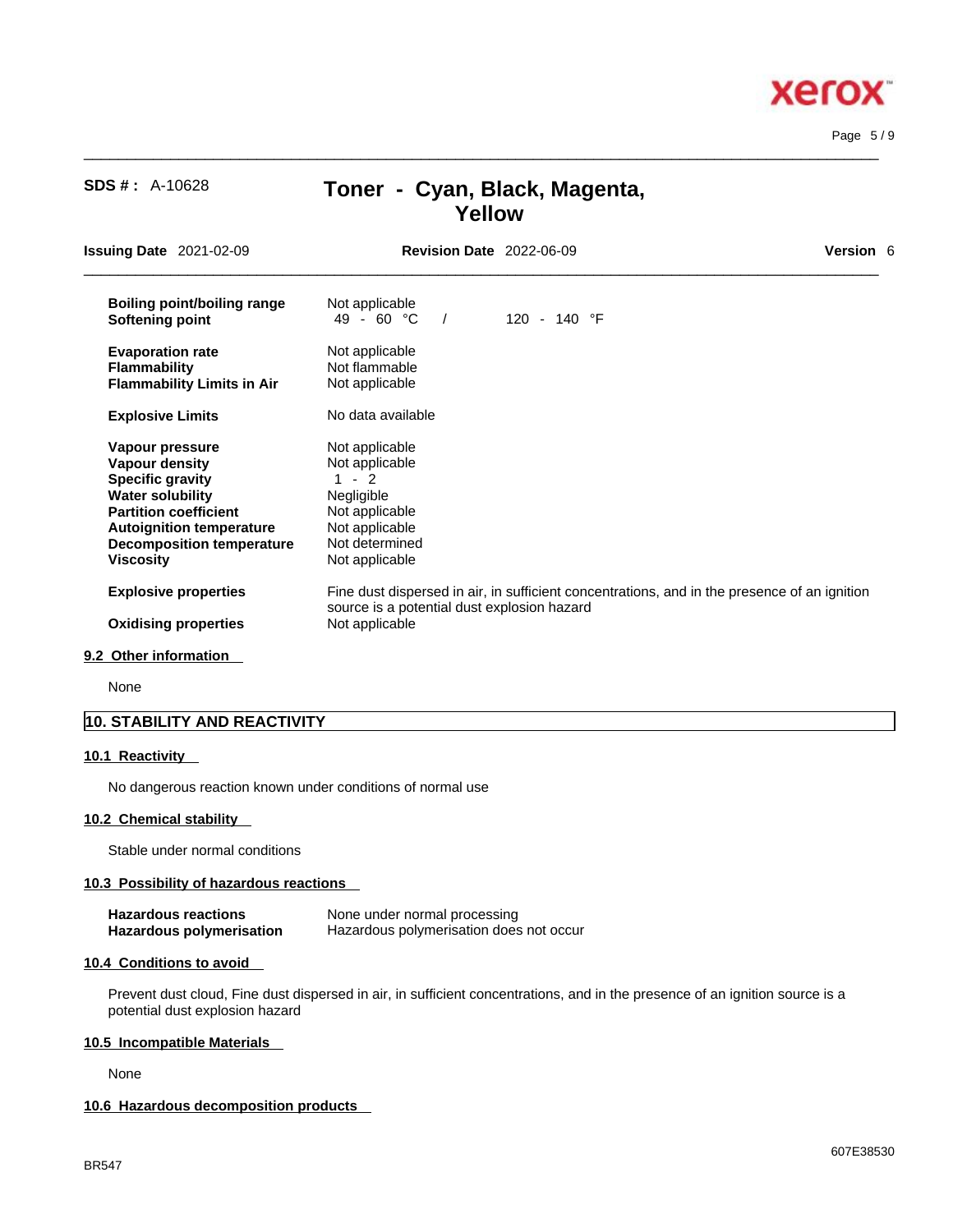| | |
|---|---|
| **Boiling point/boiling range** | Not applicable |
| **Softening point** | 49 - 60 °C / 120 - 140 °F |
| **Evaporation rate** | Not applicable |
| **Flammability** | Not flammable |
| **Flammability Limits in Air** | Not applicable |
| **Explosive Limits** | No data available |
| **Vapour pressure** | Not applicable |
| **Vapour density** | Not applicable |
| **Specific gravity** | 1 - 2 |
| **Water solubility** | Negligible |
| **Partition coefficient** | Not applicable |
| **Autoignition temperature** | Not applicable |
| **Decomposition temperature** | Not determined |
| **Viscosity** | Not applicable |
| **Explosive properties** | Fine dust dispersed in air, in sufficient concentrations, and in the presence of an ignition source is a potential dust explosion hazard |
| **Oxidising properties** | Not applicable |

### 9.2 Other information

None

## 10. STABILITY AND REACTIVITY

### 10.1 Reactivity

No dangerous reaction known under conditions of normal use

### 10.2 Chemical stability

Stable under normal conditions

### 10.3 Possibility of hazardous reactions

| | |
|---|---|
| **Hazardous reactions** | None under normal processing |
| **Hazardous polymerisation** | Hazardous polymerisation does not occur |

### 10.4 Conditions to avoid

Prevent dust cloud, Fine dust dispersed in air, in sufficient concentrations, and in the presence of an ignition source is a potential dust explosion hazard

### 10.5 Incompatible Materials

None

### 10.6 Hazardous decomposition products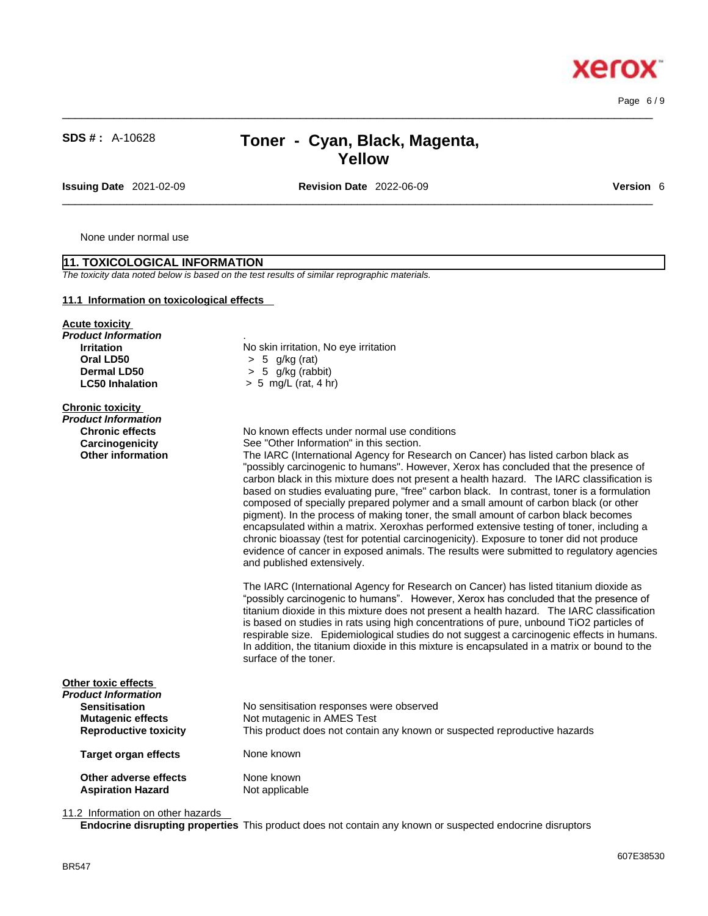None under normal use

## 11. TOXICOLOGICAL INFORMATION

*The toxicity data noted below is based on the test results of similar reprographic materials.*

### 11.1 Information on toxicological effects

**Acute toxicity**

***Product Information***

| | |
|---|---|
| **Irritation** | No skin irritation, No eye irritation |
| **Oral LD50** | > 5 g/kg (rat) |
| **Dermal LD50** | > 5 g/kg (rabbit) |
| **LC50 Inhalation** | > 5 mg/L (rat, 4 hr) |

**Chronic toxicity**

***Product Information***

| | |
|---|---|
| **Chronic effects** | No known effects under normal use conditions |
| **Carcinogenicity** | See "Other Information" in this section. |
| **Other information** | The IARC (International Agency for Research on Cancer) has listed carbon black as "possibly carcinogenic to humans". However, Xerox has concluded that the presence of carbon black in this mixture does not present a health hazard. The IARC classification is based on studies evaluating pure, "free" carbon black. In contrast, toner is a formulation composed of specially prepared polymer and a small amount of carbon black (or other pigment). In the process of making toner, the small amount of carbon black becomes encapsulated within a matrix. Xeroxhas performed extensive testing of toner, including a chronic bioassay (test for potential carcinogenicity). Exposure to toner did not produce evidence of cancer in exposed animals. The results were submitted to regulatory agencies and published extensively.<br><br>The IARC (International Agency for Research on Cancer) has listed titanium dioxide as "possibly carcinogenic to humans". However, Xerox has concluded that the presence of titanium dioxide in this mixture does not present a health hazard. The IARC classification is based on studies in rats using high concentrations of pure, unbound TiO2 particles of respirable size. Epidemiological studies do not suggest a carcinogenic effects in humans. In addition, the titanium dioxide in this mixture is encapsulated in a matrix or bound to the surface of the toner. |

**Other toxic effects**

***Product Information***

| | |
|---|---|
| **Sensitisation** | No sensitisation responses were observed |
| **Mutagenic effects** | Not mutagenic in AMES Test |
| **Reproductive toxicity** | This product does not contain any known or suspected reproductive hazards |
| **Target organ effects** | None known |
| **Other adverse effects** | None known |
| **Aspiration Hazard** | Not applicable |

### 11.2 Information on other hazards

**Endocrine disrupting properties** This product does not contain any known or suspected endocrine disruptors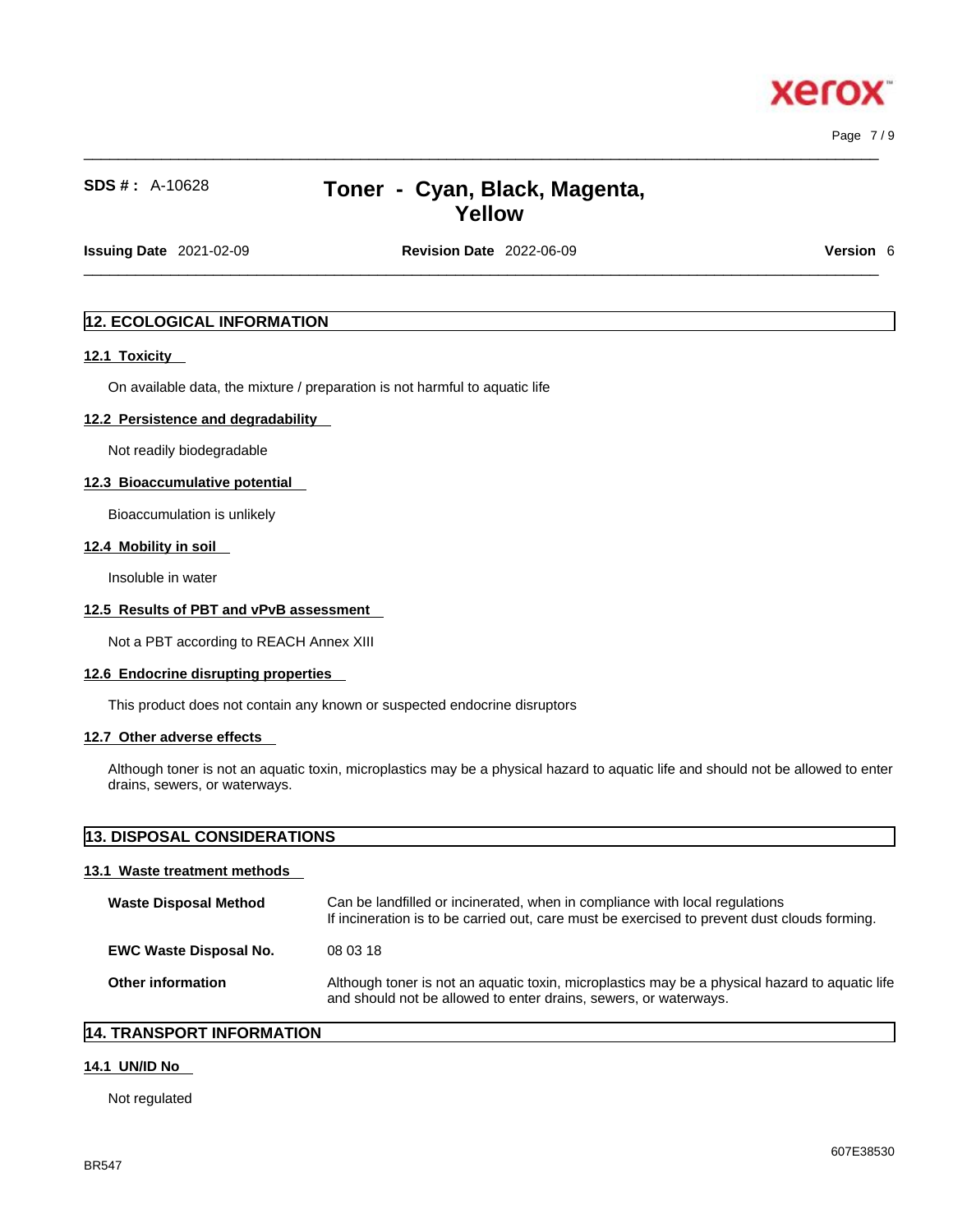## 12. ECOLOGICAL INFORMATION

### 12.1 Toxicity

On available data, the mixture / preparation is not harmful to aquatic life

### 12.2 Persistence and degradability

Not readily biodegradable

### 12.3 Bioaccumulative potential

Bioaccumulation is unlikely

### 12.4 Mobility in soil

Insoluble in water

### 12.5 Results of PBT and vPvB assessment

Not a PBT according to REACH Annex XIII

### 12.6 Endocrine disrupting properties

This product does not contain any known or suspected endocrine disruptors

### 12.7 Other adverse effects

Although toner is not an aquatic toxin, microplastics may be a physical hazard to aquatic life and should not be allowed to enter drains, sewers, or waterways.

## 13. DISPOSAL CONSIDERATIONS

### 13.1 Waste treatment methods

| | |
|---|---|
| **Waste Disposal Method** | Can be landfilled or incinerated, when in compliance with local regulations<br>If incineration is to be carried out, care must be exercised to prevent dust clouds forming. |
| **EWC Waste Disposal No.** | 08 03 18 |
| **Other information** | Although toner is not an aquatic toxin, microplastics may be a physical hazard to aquatic life and should not be allowed to enter drains, sewers, or waterways. |

## 14. TRANSPORT INFORMATION

### 14.1 UN/ID No

Not regulated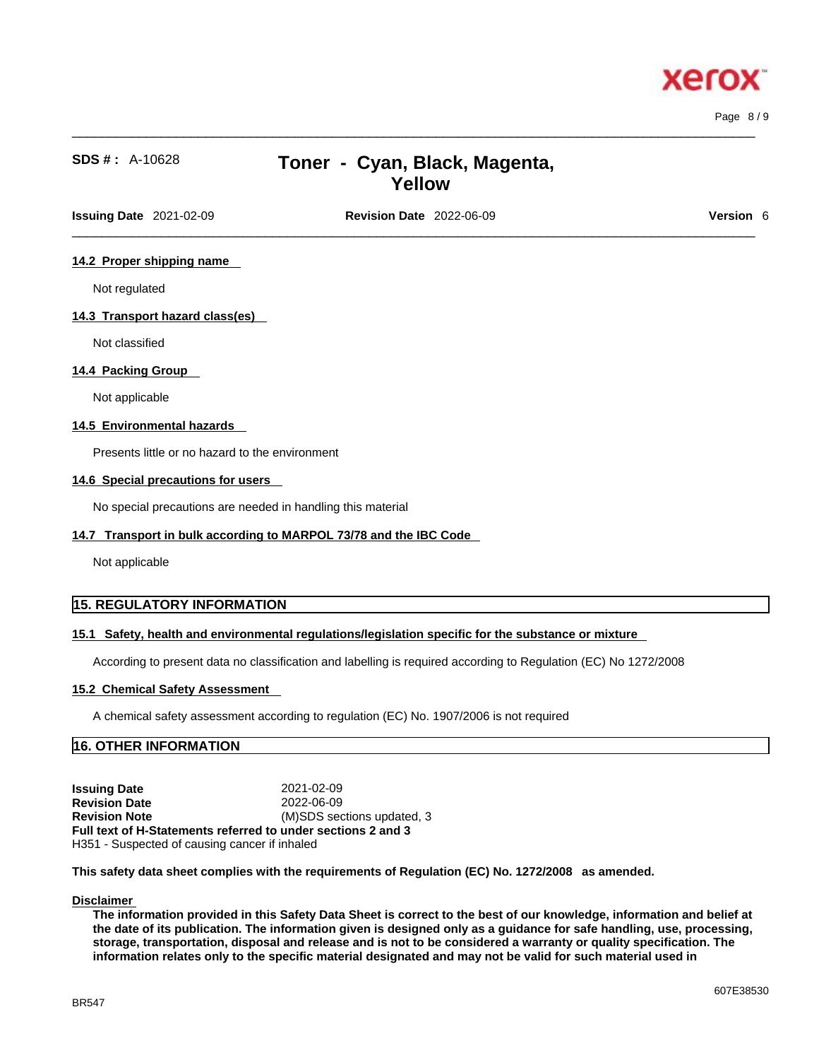### 14.2 Proper shipping name

Not regulated

### 14.3 Transport hazard class(es)

Not classified

### 14.4 Packing Group

Not applicable

### 14.5 Environmental hazards

Presents little or no hazard to the environment

### 14.6 Special precautions for users

No special precautions are needed in handling this material

### 14.7 Transport in bulk according to MARPOL 73/78 and the IBC Code

Not applicable

## 15. REGULATORY INFORMATION

### 15.1 Safety, health and environmental regulations/legislation specific for the substance or mixture

According to present data no classification and labelling is required according to Regulation (EC) No 1272/2008

### 15.2 Chemical Safety Assessment

A chemical safety assessment according to regulation (EC) No. 1907/2006 is not required

## 16. OTHER INFORMATION

**Issuing Date** 2021-02-09
**Revision Date** 2022-06-09
**Revision Note** (M)SDS sections updated, 3
**Full text of H-Statements referred to under sections 2 and 3**
H351 - Suspected of causing cancer if inhaled

**This safety data sheet complies with the requirements of Regulation (EC) No. 1272/2008 as amended.**

**Disclaimer**

**The information provided in this Safety Data Sheet is correct to the best of our knowledge, information and belief at the date of its publication. The information given is designed only as a guidance for safe handling, use, processing, storage, transportation, disposal and release and is not to be considered a warranty or quality specification. The information relates only to the specific material designated and may not be valid for such material used in**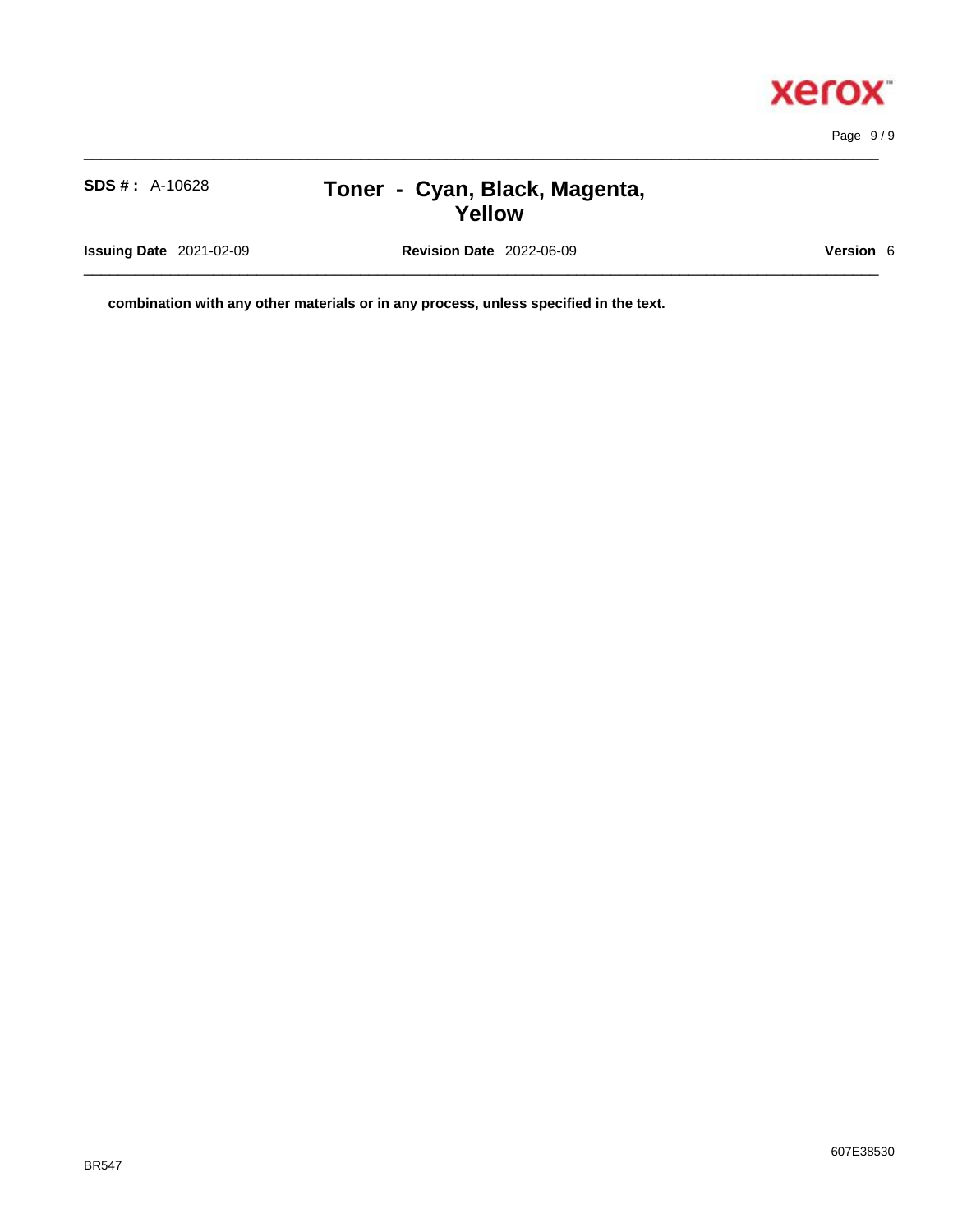**combination with any other materials or in any process, unless specified in the text.**